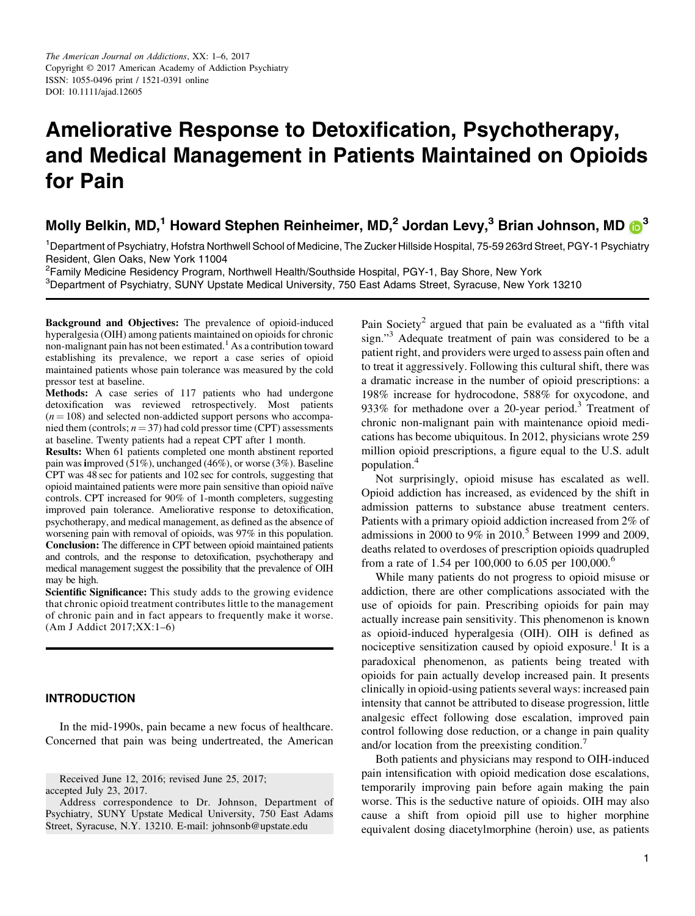The American Journal on Addictions, XX: 1–6, 2017
Copyright © 2017 American Academy of Addiction Psychiatry
ISSN: 1055-0496 print / 1521-0391 online
DOI: 10.1111/ajad.12605

# Ameliorative Response to Detoxification, Psychotherapy, and Medical Management in Patients Maintained on Opioids for Pain

**Molly Belkin, MD,[1] Howard Stephen Reinheimer, MD,[2] Jordan Levy,[3] Brian Johnson, MD[3]**

[1]Department of Psychiatry, Hofstra Northwell School of Medicine, The Zucker Hillside Hospital, 75-59 263rd Street, PGY-1 Psychiatry Resident, Glen Oaks, New York 11004

[2]Family Medicine Residency Program, Northwell Health/Southside Hospital, PGY-1, Bay Shore, New York

[3]Department of Psychiatry, SUNY Upstate Medical University, 750 East Adams Street, Syracuse, New York 13210

**Background and Objectives:** The prevalence of opioid-induced hyperalgesia (OIH) among patients maintained on opioids for chronic non-malignant pain has not been estimated.[1] As a contribution toward establishing its prevalence, we report a case series of opioid maintained patients whose pain tolerance was measured by the cold pressor test at baseline.

**Methods:** A case series of 117 patients who had undergone detoxification was reviewed retrospectively. Most patients ($n = 108$) and selected non-addicted support persons who accompanied them (controls; $n = 37$) had cold pressor time (CPT) assessments at baseline. Twenty patients had a repeat CPT after 1 month.

**Results:** When 61 patients completed one month abstinent reported pain was improved (51%), unchanged (46%), or worse (3%). Baseline CPT was 48 sec for patients and 102 sec for controls, suggesting that opioid maintained patients were more pain sensitive than opioid naïve controls. CPT increased for 90% of 1-month completers, suggesting improved pain tolerance. Ameliorative response to detoxification, psychotherapy, and medical management, as defined as the absence of worsening pain with removal of opioids, was 97% in this population.

**Conclusion:** The difference in CPT between opioid maintained patients and controls, and the response to detoxification, psychotherapy and medical management suggest the possibility that the prevalence of OIH may be high.

**Scientific Significance:** This study adds to the growing evidence that chronic opioid treatment contributes little to the management of chronic pain and in fact appears to frequently make it worse. (Am J Addict 2017;XX:1–6)

## INTRODUCTION

In the mid-1990s, pain became a new focus of healthcare. Concerned that pain was being undertreated, the American Pain Society[2] argued that pain be evaluated as a "fifth vital sign."[3] Adequate treatment of pain was considered to be a patient right, and providers were urged to assess pain often and to treat it aggressively. Following this cultural shift, there was a dramatic increase in the number of opioid prescriptions: a 198% increase for hydrocodone, 588% for oxycodone, and 933% for methadone over a 20-year period.[3] Treatment of chronic non-malignant pain with maintenance opioid medications has become ubiquitous. In 2012, physicians wrote 259 million opioid prescriptions, a figure equal to the U.S. adult population.[4]

Not surprisingly, opioid misuse has escalated as well. Opioid addiction has increased, as evidenced by the shift in admission patterns to substance abuse treatment centers. Patients with a primary opioid addiction increased from 2% of admissions in 2000 to 9% in 2010.[5] Between 1999 and 2009, deaths related to overdoses of prescription opioids quadrupled from a rate of 1.54 per 100,000 to 6.05 per 100,000.[6]

While many patients do not progress to opioid misuse or addiction, there are other complications associated with the use of opioids for pain. Prescribing opioids for pain may actually increase pain sensitivity. This phenomenon is known as opioid-induced hyperalgesia (OIH). OIH is defined as nociceptive sensitization caused by opioid exposure.[1] It is a paradoxical phenomenon, as patients being treated with opioids for pain actually develop increased pain. It presents clinically in opioid-using patients several ways: increased pain intensity that cannot be attributed to disease progression, little analgesic effect following dose escalation, improved pain control following dose reduction, or a change in pain quality and/or location from the preexisting condition.[7]

Both patients and physicians may respond to OIH-induced pain intensification with opioid medication dose escalations, temporarily improving pain before again making the pain worse. This is the seductive nature of opioids. OIH may also cause a shift from opioid pill use to higher morphine equivalent dosing diacetylmorphine (heroin) use, as patients

Received June 12, 2016; revised June 25, 2017; accepted July 23, 2017.

Address correspondence to Dr. Johnson, Department of Psychiatry, SUNY Upstate Medical University, 750 East Adams Street, Syracuse, N.Y. 13210. E-mail: johnsonb@upstate.edu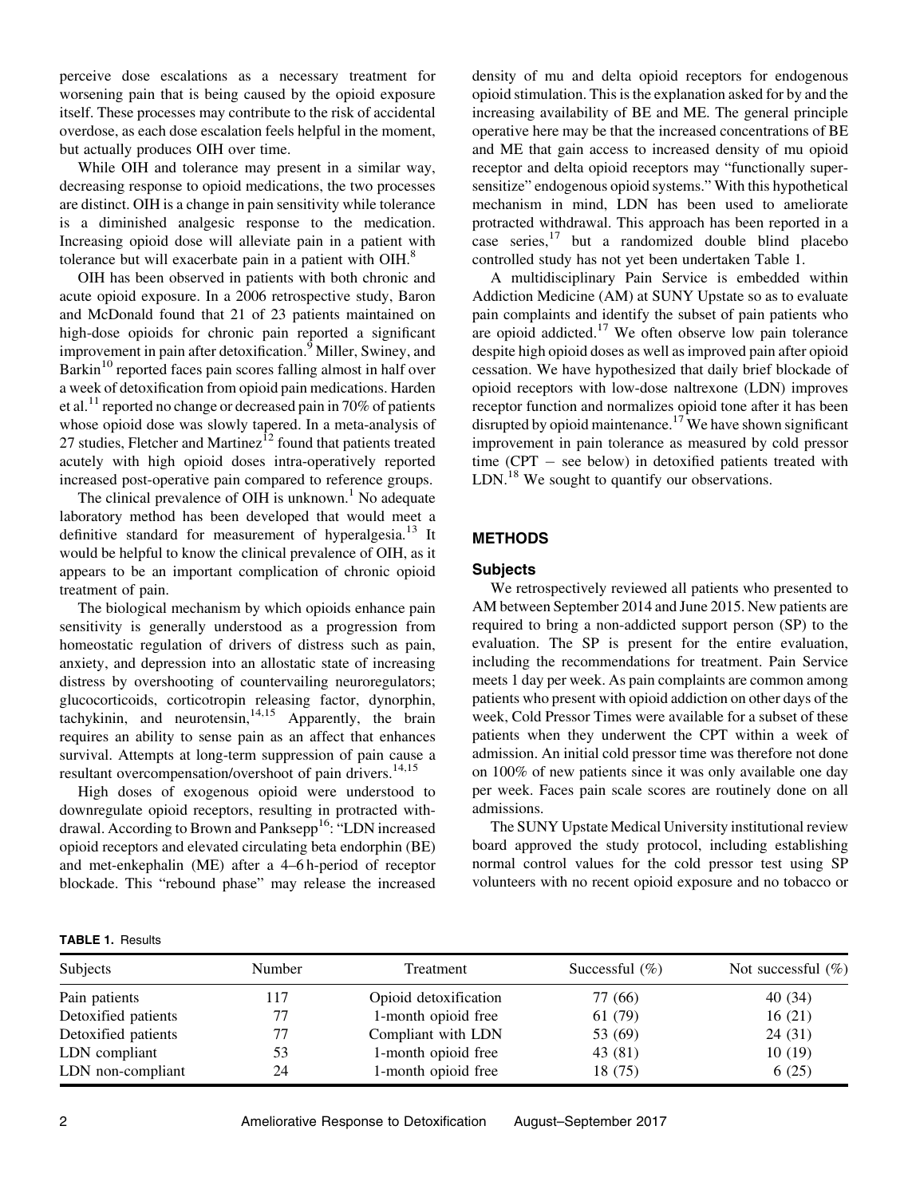perceive dose escalations as a necessary treatment for worsening pain that is being caused by the opioid exposure itself. These processes may contribute to the risk of accidental overdose, as each dose escalation feels helpful in the moment, but actually produces OIH over time.

While OIH and tolerance may present in a similar way, decreasing response to opioid medications, the two processes are distinct. OIH is a change in pain sensitivity while tolerance is a diminished analgesic response to the medication. Increasing opioid dose will alleviate pain in a patient with tolerance but will exacerbate pain in a patient with OIH.[8]

OIH has been observed in patients with both chronic and acute opioid exposure. In a 2006 retrospective study, Baron and McDonald found that 21 of 23 patients maintained on high-dose opioids for chronic pain reported a significant improvement in pain after detoxification.[9] Miller, Swiney, and Barkin[10] reported faces pain scores falling almost in half over a week of detoxification from opioid pain medications. Harden et al.[11] reported no change or decreased pain in 70% of patients whose opioid dose was slowly tapered. In a meta-analysis of 27 studies, Fletcher and Martinez[12] found that patients treated acutely with high opioid doses intra-operatively reported increased post-operative pain compared to reference groups.

The clinical prevalence of OIH is unknown.[1] No adequate laboratory method has been developed that would meet a definitive standard for measurement of hyperalgesia.[13] It would be helpful to know the clinical prevalence of OIH, as it appears to be an important complication of chronic opioid treatment of pain.

The biological mechanism by which opioids enhance pain sensitivity is generally understood as a progression from homeostatic regulation of drivers of distress such as pain, anxiety, and depression into an allostatic state of increasing distress by overshooting of countervailing neuroregulators; glucocorticoids, corticotropin releasing factor, dynorphin, tachykinin, and neurotensin,[14,15] Apparently, the brain requires an ability to sense pain as an affect that enhances survival. Attempts at long-term suppression of pain cause a resultant overcompensation/overshoot of pain drivers.[14,15]

High doses of exogenous opioid were understood to downregulate opioid receptors, resulting in protracted withdrawal. According to Brown and Panksepp[16]: "LDN increased opioid receptors and elevated circulating beta endorphin (BE) and met-enkephalin (ME) after a 4–6 h-period of receptor blockade. This "rebound phase" may release the increased density of mu and delta opioid receptors for endogenous opioid stimulation. This is the explanation asked for by and the increasing availability of BE and ME. The general principle operative here may be that the increased concentrations of BE and ME that gain access to increased density of mu opioid receptor and delta opioid receptors may "functionally supersensitize" endogenous opioid systems." With this hypothetical mechanism in mind, LDN has been used to ameliorate protracted withdrawal. This approach has been reported in a case series,[17] but a randomized double blind placebo controlled study has not yet been undertaken Table 1.

A multidisciplinary Pain Service is embedded within Addiction Medicine (AM) at SUNY Upstate so as to evaluate pain complaints and identify the subset of pain patients who are opioid addicted.[17] We often observe low pain tolerance despite high opioid doses as well as improved pain after opioid cessation. We have hypothesized that daily brief blockade of opioid receptors with low-dose naltrexone (LDN) improves receptor function and normalizes opioid tone after it has been disrupted by opioid maintenance.[17] We have shown significant improvement in pain tolerance as measured by cold pressor time (CPT – see below) in detoxified patients treated with LDN.[18] We sought to quantify our observations.

## METHODS

### Subjects

We retrospectively reviewed all patients who presented to AM between September 2014 and June 2015. New patients are required to bring a non-addicted support person (SP) to the evaluation. The SP is present for the entire evaluation, including the recommendations for treatment. Pain Service meets 1 day per week. As pain complaints are common among patients who present with opioid addiction on other days of the week, Cold Pressor Times were available for a subset of these patients when they underwent the CPT within a week of admission. An initial cold pressor time was therefore not done on 100% of new patients since it was only available one day per week. Faces pain scale scores are routinely done on all admissions.

The SUNY Upstate Medical University institutional review board approved the study protocol, including establishing normal control values for the cold pressor test using SP volunteers with no recent opioid exposure and no tobacco or

**TABLE 1.** Results

| Subjects | Number | Treatment | Successful (%) | Not successful (%) |
|---|---|---|---|---|
| Pain patients | 117 | Opioid detoxification | 77 (66) | 40 (34) |
| Detoxified patients | 77 | 1-month opioid free | 61 (79) | 16 (21) |
| Detoxified patients | 77 | Compliant with LDN | 53 (69) | 24 (31) |
| LDN compliant | 53 | 1-month opioid free | 43 (81) | 10 (19) |
| LDN non-compliant | 24 | 1-month opioid free | 18 (75) | 6 (25) |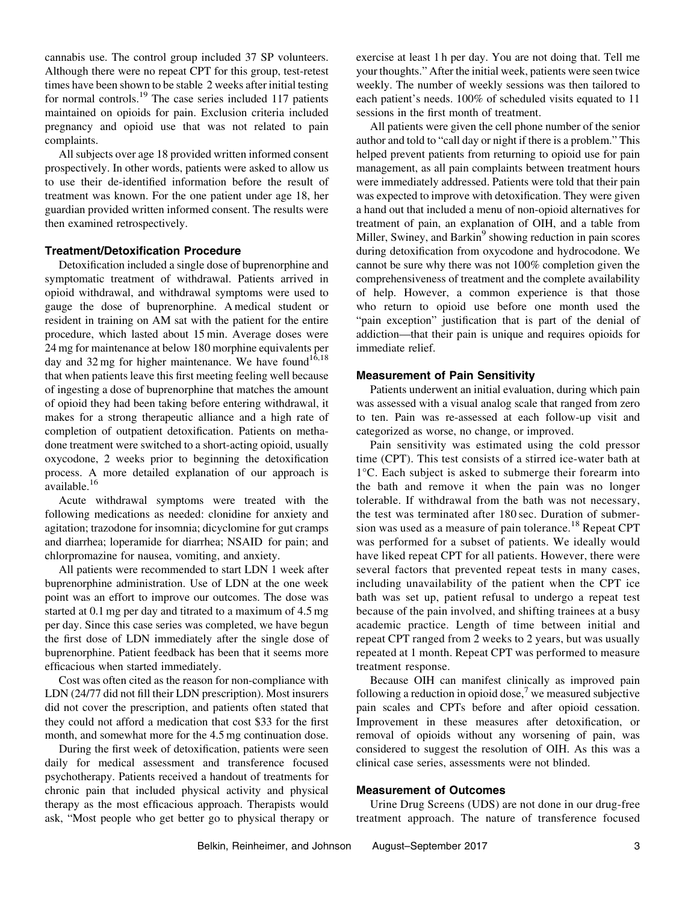cannabis use. The control group included 37 SP volunteers. Although there were no repeat CPT for this group, test-retest times have been shown to be stable 2 weeks after initial testing for normal controls.[19] The case series included 117 patients maintained on opioids for pain. Exclusion criteria included pregnancy and opioid use that was not related to pain complaints.

All subjects over age 18 provided written informed consent prospectively. In other words, patients were asked to allow us to use their de-identified information before the result of treatment was known. For the one patient under age 18, her guardian provided written informed consent. The results were then examined retrospectively.

### Treatment/Detoxification Procedure

Detoxification included a single dose of buprenorphine and symptomatic treatment of withdrawal. Patients arrived in opioid withdrawal, and withdrawal symptoms were used to gauge the dose of buprenorphine. A medical student or resident in training on AM sat with the patient for the entire procedure, which lasted about 15 min. Average doses were 24 mg for maintenance at below 180 morphine equivalents per day and 32 mg for higher maintenance. We have found[16,18] that when patients leave this first meeting feeling well because of ingesting a dose of buprenorphine that matches the amount of opioid they had been taking before entering withdrawal, it makes for a strong therapeutic alliance and a high rate of completion of outpatient detoxification. Patients on methadone treatment were switched to a short-acting opioid, usually oxycodone, 2 weeks prior to beginning the detoxification process. A more detailed explanation of our approach is available.[16]

Acute withdrawal symptoms were treated with the following medications as needed: clonidine for anxiety and agitation; trazodone for insomnia; dicyclomine for gut cramps and diarrhea; loperamide for diarrhea; NSAID for pain; and chlorpromazine for nausea, vomiting, and anxiety.

All patients were recommended to start LDN 1 week after buprenorphine administration. Use of LDN at the one week point was an effort to improve our outcomes. The dose was started at 0.1 mg per day and titrated to a maximum of 4.5 mg per day. Since this case series was completed, we have begun the first dose of LDN immediately after the single dose of buprenorphine. Patient feedback has been that it seems more efficacious when started immediately.

Cost was often cited as the reason for non-compliance with LDN (24/77 did not fill their LDN prescription). Most insurers did not cover the prescription, and patients often stated that they could not afford a medication that cost $33 for the first month, and somewhat more for the 4.5 mg continuation dose.

During the first week of detoxification, patients were seen daily for medical assessment and transference focused psychotherapy. Patients received a handout of treatments for chronic pain that included physical activity and physical therapy as the most efficacious approach. Therapists would ask, "Most people who get better go to physical therapy or exercise at least 1 h per day. You are not doing that. Tell me your thoughts." After the initial week, patients were seen twice weekly. The number of weekly sessions was then tailored to each patient's needs. 100% of scheduled visits equated to 11 sessions in the first month of treatment.

All patients were given the cell phone number of the senior author and told to "call day or night if there is a problem." This helped prevent patients from returning to opioid use for pain management, as all pain complaints between treatment hours were immediately addressed. Patients were told that their pain was expected to improve with detoxification. They were given a hand out that included a menu of non-opioid alternatives for treatment of pain, an explanation of OIH, and a table from Miller, Swiney, and Barkin[9] showing reduction in pain scores during detoxification from oxycodone and hydrocodone. We cannot be sure why there was not 100% completion given the comprehensiveness of treatment and the complete availability of help. However, a common experience is that those who return to opioid use before one month used the "pain exception" justification that is part of the denial of addiction—that their pain is unique and requires opioids for immediate relief.

### Measurement of Pain Sensitivity

Patients underwent an initial evaluation, during which pain was assessed with a visual analog scale that ranged from zero to ten. Pain was re-assessed at each follow-up visit and categorized as worse, no change, or improved.

Pain sensitivity was estimated using the cold pressor time (CPT). This test consists of a stirred ice-water bath at 1°C. Each subject is asked to submerge their forearm into the bath and remove it when the pain was no longer tolerable. If withdrawal from the bath was not necessary, the test was terminated after 180 sec. Duration of submersion was used as a measure of pain tolerance.[18] Repeat CPT was performed for a subset of patients. We ideally would have liked repeat CPT for all patients. However, there were several factors that prevented repeat tests in many cases, including unavailability of the patient when the CPT ice bath was set up, patient refusal to undergo a repeat test because of the pain involved, and shifting trainees at a busy academic practice. Length of time between initial and repeat CPT ranged from 2 weeks to 2 years, but was usually repeated at 1 month. Repeat CPT was performed to measure treatment response.

Because OIH can manifest clinically as improved pain following a reduction in opioid dose,[7] we measured subjective pain scales and CPTs before and after opioid cessation. Improvement in these measures after detoxification, or removal of opioids without any worsening of pain, was considered to suggest the resolution of OIH. As this was a clinical case series, assessments were not blinded.

### Measurement of Outcomes

Urine Drug Screens (UDS) are not done in our drug-free treatment approach. The nature of transference focused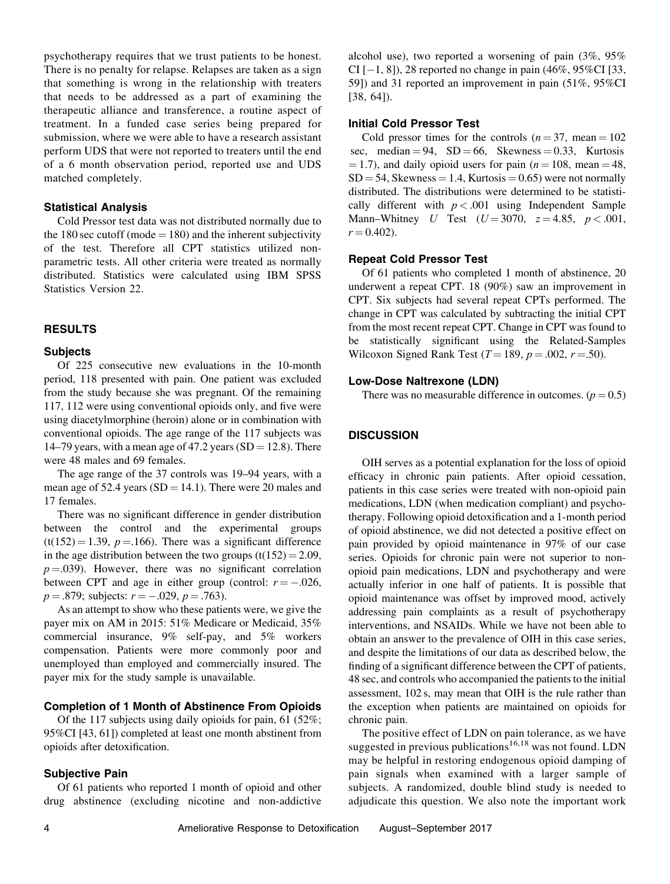psychotherapy requires that we trust patients to be honest. There is no penalty for relapse. Relapses are taken as a sign that something is wrong in the relationship with treaters that needs to be addressed as a part of examining the therapeutic alliance and transference, a routine aspect of treatment. In a funded case series being prepared for submission, where we were able to have a research assistant perform UDS that were not reported to treaters until the end of a 6 month observation period, reported use and UDS matched completely.

### Statistical Analysis

Cold Pressor test data was not distributed normally due to the 180 sec cutoff (mode = 180) and the inherent subjectivity of the test. Therefore all CPT statistics utilized non-parametric tests. All other criteria were treated as normally distributed. Statistics were calculated using IBM SPSS Statistics Version 22.

## RESULTS

### Subjects

Of 225 consecutive new evaluations in the 10-month period, 118 presented with pain. One patient was excluded from the study because she was pregnant. Of the remaining 117, 112 were using conventional opioids only, and five were using diacetylmorphine (heroin) alone or in combination with conventional opioids. The age range of the 117 subjects was 14–79 years, with a mean age of 47.2 years (SD = 12.8). There were 48 males and 69 females.

The age range of the 37 controls was 19–94 years, with a mean age of 52.4 years (SD = 14.1). There were 20 males and 17 females.

There was no significant difference in gender distribution between the control and the experimental groups ($t(152) = 1.39$, $p = .166$). There was a significant difference in the age distribution between the two groups ($t(152) = 2.09$, $p = .039$). However, there was no significant correlation between CPT and age in either group (control: $r = -.026$, $p = .879$; subjects: $r = -.029$, $p = .763$).

As an attempt to show who these patients were, we give the payer mix on AM in 2015: 51% Medicare or Medicaid, 35% commercial insurance, 9% self-pay, and 5% workers compensation. Patients were more commonly poor and unemployed than employed and commercially insured. The payer mix for the study sample is unavailable.

### Completion of 1 Month of Abstinence From Opioids

Of the 117 subjects using daily opioids for pain, 61 (52%; 95%CI [43, 61]) completed at least one month abstinent from opioids after detoxification.

### Subjective Pain

Of 61 patients who reported 1 month of opioid and other drug abstinence (excluding nicotine and non-addictive alcohol use), two reported a worsening of pain (3%, 95% CI [−1, 8]), 28 reported no change in pain (46%, 95%CI [33, 59]) and 31 reported an improvement in pain (51%, 95%CI [38, 64]).

### Initial Cold Pressor Test

Cold pressor times for the controls ($n = 37$, mean = 102 sec, median = 94, SD = 66, Skewness = 0.33, Kurtosis = 1.7), and daily opioid users for pain ($n = 108$, mean = 48, SD = 54, Skewness = 1.4, Kurtosis = 0.65) were not normally distributed. The distributions were determined to be statistically different with $p < .001$ using Independent Sample Mann–Whitney $U$ Test ($U = 3070$, $z = 4.85$, $p < .001$, $r = 0.402$).

### Repeat Cold Pressor Test

Of 61 patients who completed 1 month of abstinence, 20 underwent a repeat CPT. 18 (90%) saw an improvement in CPT. Six subjects had several repeat CPTs performed. The change in CPT was calculated by subtracting the initial CPT from the most recent repeat CPT. Change in CPT was found to be statistically significant using the Related-Samples Wilcoxon Signed Rank Test ($T = 189$, $p = .002$, $r = .50$).

### Low-Dose Naltrexone (LDN)

There was no measurable difference in outcomes. ($p = 0.5$)

## DISCUSSION

OIH serves as a potential explanation for the loss of opioid efficacy in chronic pain patients. After opioid cessation, patients in this case series were treated with non-opioid pain medications, LDN (when medication compliant) and psychotherapy. Following opioid detoxification and a 1-month period of opioid abstinence, we did not detect a positive effect on pain provided by opioid maintenance in 97% of our case series. Opioids for chronic pain were not superior to non-opioid pain medications, LDN and psychotherapy and were actually inferior in one half of patients. It is possible that opioid maintenance was offset by improved mood, actively addressing pain complaints as a result of psychotherapy interventions, and NSAIDs. While we have not been able to obtain an answer to the prevalence of OIH in this case series, and despite the limitations of our data as described below, the finding of a significant difference between the CPT of patients, 48 sec, and controls who accompanied the patients to the initial assessment, 102 s, may mean that OIH is the rule rather than the exception when patients are maintained on opioids for chronic pain.

The positive effect of LDN on pain tolerance, as we have suggested in previous publications[16,18] was not found. LDN may be helpful in restoring endogenous opioid damping of pain signals when examined with a larger sample of subjects. A randomized, double blind study is needed to adjudicate this question. We also note the important work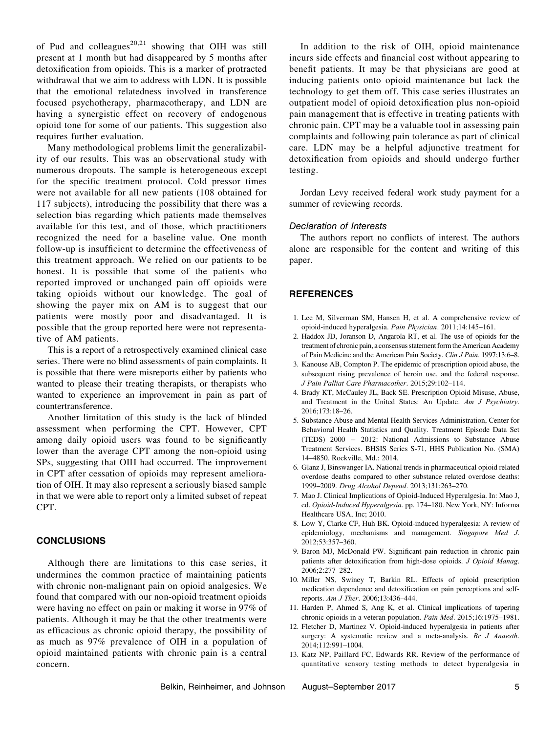of Pud and colleagues[20,21] showing that OIH was still present at 1 month but had disappeared by 5 months after detoxification from opioids. This is a marker of protracted withdrawal that we aim to address with LDN. It is possible that the emotional relatedness involved in transference focused psychotherapy, pharmacotherapy, and LDN are having a synergistic effect on recovery of endogenous opioid tone for some of our patients. This suggestion also requires further evaluation.

Many methodological problems limit the generalizability of our results. This was an observational study with numerous dropouts. The sample is heterogeneous except for the specific treatment protocol. Cold pressor times were not available for all new patients (108 obtained for 117 subjects), introducing the possibility that there was a selection bias regarding which patients made themselves available for this test, and of those, which practitioners recognized the need for a baseline value. One month follow-up is insufficient to determine the effectiveness of this treatment approach. We relied on our patients to be honest. It is possible that some of the patients who reported improved or unchanged pain off opioids were taking opioids without our knowledge. The goal of showing the payer mix on AM is to suggest that our patients were mostly poor and disadvantaged. It is possible that the group reported here were not representative of AM patients.

This is a report of a retrospectively examined clinical case series. There were no blind assessments of pain complaints. It is possible that there were misreports either by patients who wanted to please their treating therapists, or therapists who wanted to experience an improvement in pain as part of countertransference.

Another limitation of this study is the lack of blinded assessment when performing the CPT. However, CPT among daily opioid users was found to be significantly lower than the average CPT among the non-opioid using SPs, suggesting that OIH had occurred. The improvement in CPT after cessation of opioids may represent amelioration of OIH. It may also represent a seriously biased sample in that we were able to report only a limited subset of repeat CPT.

## CONCLUSIONS

Although there are limitations to this case series, it undermines the common practice of maintaining patients with chronic non-malignant pain on opioid analgesics. We found that compared with our non-opioid treatment opioids were having no effect on pain or making it worse in 97% of patients. Although it may be that the other treatments were as efficacious as chronic opioid therapy, the possibility of as much as 97% prevalence of OIH in a population of opioid maintained patients with chronic pain is a central concern.

In addition to the risk of OIH, opioid maintenance incurs side effects and financial cost without appearing to benefit patients. It may be that physicians are good at inducing patients onto opioid maintenance but lack the technology to get them off. This case series illustrates an outpatient model of opioid detoxification plus non-opioid pain management that is effective in treating patients with chronic pain. CPT may be a valuable tool in assessing pain complaints and following pain tolerance as part of clinical care. LDN may be a helpful adjunctive treatment for detoxification from opioids and should undergo further testing.

Jordan Levy received federal work study payment for a summer of reviewing records.

### *Declaration of Interests*

The authors report no conflicts of interest. The authors alone are responsible for the content and writing of this paper.

## REFERENCES

1. Lee M, Silverman SM, Hansen H, et al. A comprehensive review of opioid-induced hyperalgesia. *Pain Physician*. 2011;14:145–161.
2. Haddox JD, Joranson D, Angarola RT, et al. The use of opioids for the treatment of chronic pain, a consensus statement form the American Academy of Pain Medicine and the American Pain Society. *Clin J Pain*. 1997;13:6–8.
3. Kanouse AB, Compton P. The epidemic of prescription opioid abuse, the subsequent rising prevalence of heroin use, and the federal response. *J Pain Palliat Care Pharmacother*. 2015;29:102–114.
4. Brady KT, McCauley JL, Back SE. Prescription Opioid Misuse, Abuse, and Treatment in the United States: An Update. *Am J Psychiatry*. 2016;173:18–26.
5. Substance Abuse and Mental Health Services Administration, Center for Behavioral Health Statistics and Quality. Treatment Episode Data Set (TEDS) 2000 – 2012: National Admissions to Substance Abuse Treatment Services. BHSIS Series S-71, HHS Publication No. (SMA) 14–4850. Rockville, Md.: 2014.
6. Glanz J, Binswanger IA. National trends in pharmaceutical opioid related overdose deaths compared to other substance related overdose deaths: 1999–2009. *Drug Alcohol Depend*. 2013;131:263–270.
7. Mao J. Clinical Implications of Opioid-Induced Hyperalgesia. In: Mao J, ed. *Opioid-Induced Hyperalgesia*. pp. 174–180. New York, NY: Informa Healthcare USA, Inc; 2010.
8. Low Y, Clarke CF, Huh BK. Opioid-induced hyperalgesia: A review of epidemiology, mechanisms and management. *Singapore Med J*. 2012;53:357–360.
9. Baron MJ, McDonald PW. Significant pain reduction in chronic pain patients after detoxification from high-dose opioids. *J Opioid Manag*. 2006;2:277–282.
10. Miller NS, Swiney T, Barkin RL. Effects of opioid prescription medication dependence and detoxification on pain perceptions and self-reports. *Am J Ther*. 2006;13:436–444.
11. Harden P, Ahmed S, Ang K, et al. Clinical implications of tapering chronic opioids in a veteran population. *Pain Med*. 2015;16:1975–1981.
12. Fletcher D, Martinez V. Opioid-induced hyperalgesia in patients after surgery: A systematic review and a meta-analysis. *Br J Anaesth*. 2014;112:991–1004.
13. Katz NP, Paillard FC, Edwards RR. Review of the performance of quantitative sensory testing methods to detect hyperalgesia in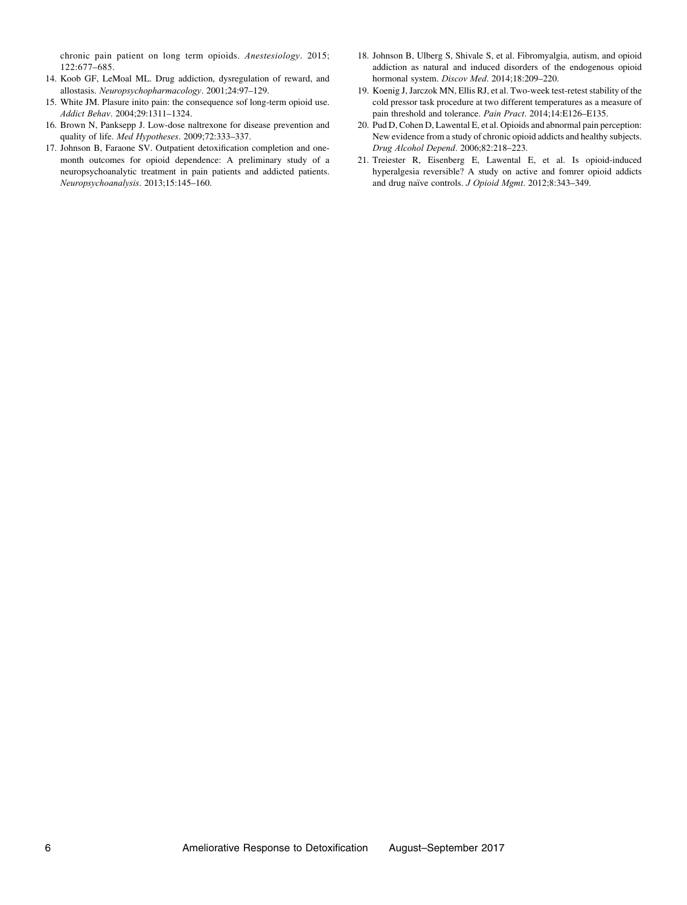chronic pain patient on long term opioids. *Anestesiology*. 2015; 122:677–685.

14. Koob GF, LeMoal ML. Drug addiction, dysregulation of reward, and allostasis. *Neuropsychopharmacology*. 2001;24:97–129.
15. White JM. Plasure inito pain: the consequence sof long-term opioid use. *Addict Behav*. 2004;29:1311–1324.
16. Brown N, Panksepp J. Low-dose naltrexone for disease prevention and quality of life. *Med Hypotheses*. 2009;72:333–337.
17. Johnson B, Faraone SV. Outpatient detoxification completion and one-month outcomes for opioid dependence: A preliminary study of a neuropsychoanalytic treatment in pain patients and addicted patients. *Neuropsychoanalysis*. 2013;15:145–160.
18. Johnson B, Ulberg S, Shivale S, et al. Fibromyalgia, autism, and opioid addiction as natural and induced disorders of the endogenous opioid hormonal system. *Discov Med*. 2014;18:209–220.
19. Koenig J, Jarczok MN, Ellis RJ, et al. Two-week test-retest stability of the cold pressor task procedure at two different temperatures as a measure of pain threshold and tolerance. *Pain Pract*. 2014;14:E126–E135.
20. Pud D, Cohen D, Lawental E, et al. Opioids and abnormal pain perception: New evidence from a study of chronic opioid addicts and healthy subjects. *Drug Alcohol Depend*. 2006;82:218–223.
21. Treiester R, Eisenberg E, Lawental E, et al. Is opioid-induced hyperalgesia reversible? A study on active and fomrer opioid addicts and drug naïve controls. *J Opioid Mgmt*. 2012;8:343–349.